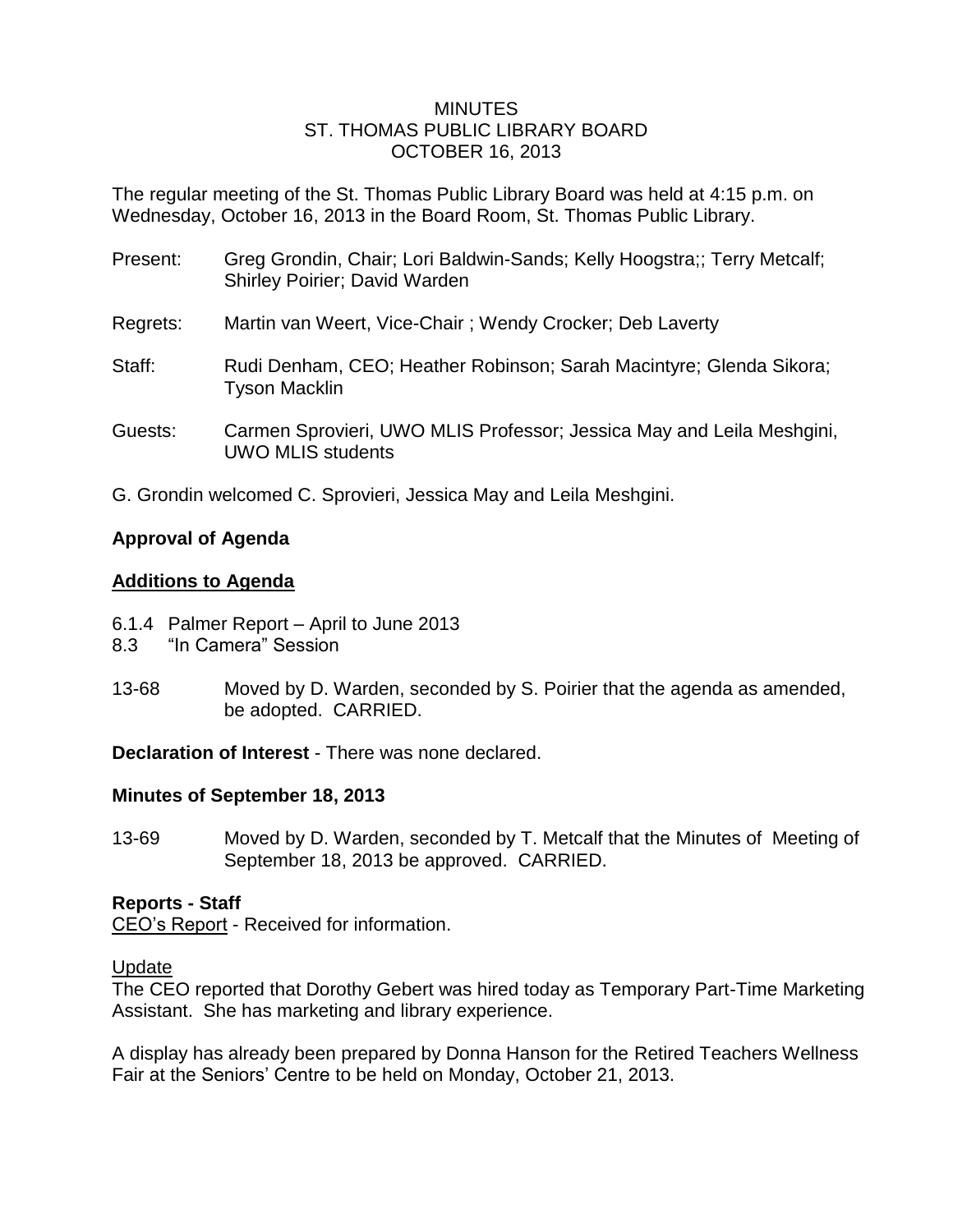# MINUTES
## ST. THOMAS PUBLIC LIBRARY BOARD
## OCTOBER 16, 2013

The regular meeting of the St. Thomas Public Library Board was held at 4:15 p.m. on Wednesday, October 16, 2013 in the Board Room, St. Thomas Public Library.

Present: Greg Grondin, Chair; Lori Baldwin-Sands; Kelly Hoogstra;; Terry Metcalf; Shirley Poirier; David Warden

Regrets: Martin van Weert, Vice-Chair ; Wendy Crocker; Deb Laverty

Staff: Rudi Denham, CEO; Heather Robinson; Sarah Macintyre; Glenda Sikora; Tyson Macklin

Guests: Carmen Sprovieri, UWO MLIS Professor; Jessica May and Leila Meshgini, UWO MLIS students

G. Grondin welcomed C. Sprovieri, Jessica May and Leila Meshgini.

**Approval of Agenda**

**Additions to Agenda**

6.1.4 Palmer Report – April to June 2013
8.3 "In Camera" Session

13-68 Moved by D. Warden, seconded by S. Poirier that the agenda as amended, be adopted. CARRIED.

**Declaration of Interest** - There was none declared.

**Minutes of September 18, 2013**

13-69 Moved by D. Warden, seconded by T. Metcalf that the Minutes of Meeting of September 18, 2013 be approved. CARRIED.

**Reports - Staff**

CEO's Report - Received for information.

Update

The CEO reported that Dorothy Gebert was hired today as Temporary Part-Time Marketing Assistant. She has marketing and library experience.

A display has already been prepared by Donna Hanson for the Retired Teachers Wellness Fair at the Seniors' Centre to be held on Monday, October 21, 2013.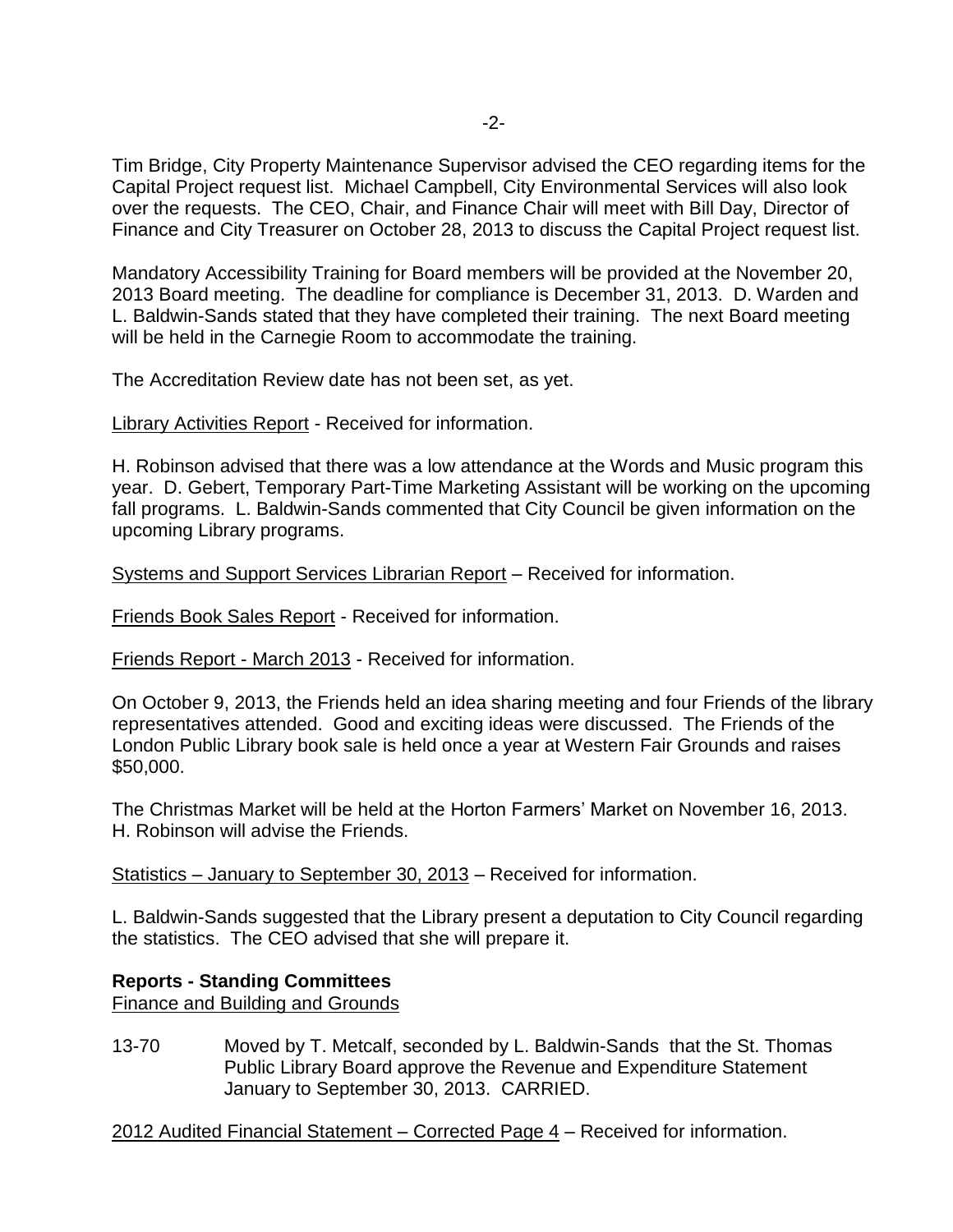Tim Bridge, City Property Maintenance Supervisor advised the CEO regarding items for the Capital Project request list. Michael Campbell, City Environmental Services will also look over the requests. The CEO, Chair, and Finance Chair will meet with Bill Day, Director of Finance and City Treasurer on October 28, 2013 to discuss the Capital Project request list.

Mandatory Accessibility Training for Board members will be provided at the November 20, 2013 Board meeting. The deadline for compliance is December 31, 2013. D. Warden and L. Baldwin-Sands stated that they have completed their training. The next Board meeting will be held in the Carnegie Room to accommodate the training.

The Accreditation Review date has not been set, as yet.

Library Activities Report - Received for information.

H. Robinson advised that there was a low attendance at the Words and Music program this year. D. Gebert, Temporary Part-Time Marketing Assistant will be working on the upcoming fall programs. L. Baldwin-Sands commented that City Council be given information on the upcoming Library programs.

Systems and Support Services Librarian Report – Received for information.

Friends Book Sales Report - Received for information.

Friends Report - March 2013 - Received for information.

On October 9, 2013, the Friends held an idea sharing meeting and four Friends of the library representatives attended. Good and exciting ideas were discussed. The Friends of the London Public Library book sale is held once a year at Western Fair Grounds and raises $50,000.

The Christmas Market will be held at the Horton Farmers' Market on November 16, 2013. H. Robinson will advise the Friends.

Statistics – January to September 30, 2013 – Received for information.

L. Baldwin-Sands suggested that the Library present a deputation to City Council regarding the statistics. The CEO advised that she will prepare it.

**Reports - Standing Committees**

Finance and Building and Grounds

13-70 Moved by T. Metcalf, seconded by L. Baldwin-Sands that the St. Thomas Public Library Board approve the Revenue and Expenditure Statement January to September 30, 2013. CARRIED.

2012 Audited Financial Statement – Corrected Page 4 – Received for information.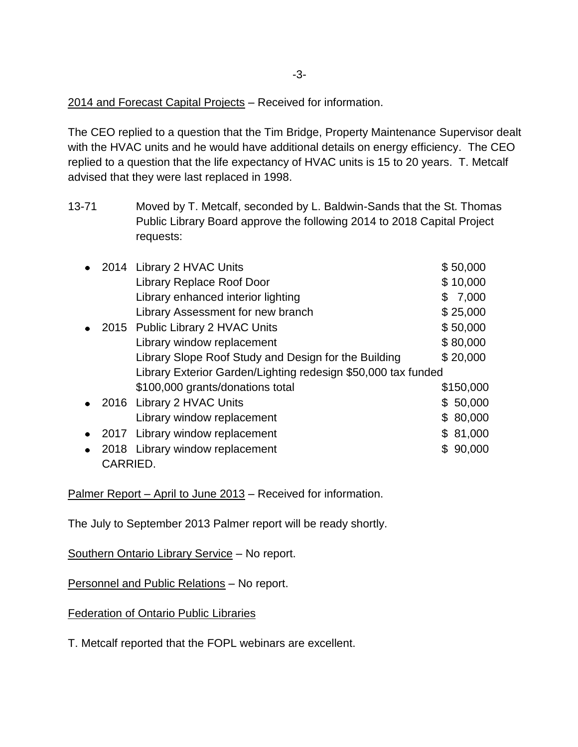2014 and Forecast Capital Projects – Received for information.

The CEO replied to a question that the Tim Bridge, Property Maintenance Supervisor dealt with the HVAC units and he would have additional details on energy efficiency. The CEO replied to a question that the life expectancy of HVAC units is 15 to 20 years. T. Metcalf advised that they were last replaced in 1998.

13-71 Moved by T. Metcalf, seconded by L. Baldwin-Sands that the St. Thomas Public Library Board approve the following 2014 to 2018 Capital Project requests:

- 2014 Library 2 HVAC Units $ 50,000
  Library Replace Roof Door $ 10,000
  Library enhanced interior lighting $ 7,000
  Library Assessment for new branch $ 25,000
- 2015 Public Library 2 HVAC Units $ 50,000
  Library window replacement $ 80,000
  Library Slope Roof Study and Design for the Building $ 20,000
  Library Exterior Garden/Lighting redesign $50,000 tax funded
  $100,000 grants/donations total $150,000
- 2016 Library 2 HVAC Units $ 50,000
  Library window replacement $ 80,000
- 2017 Library window replacement $ 81,000
- 2018 Library window replacement $ 90,000

CARRIED.

Palmer Report – April to June 2013 – Received for information.

The July to September 2013 Palmer report will be ready shortly.

Southern Ontario Library Service – No report.

Personnel and Public Relations – No report.

Federation of Ontario Public Libraries

T. Metcalf reported that the FOPL webinars are excellent.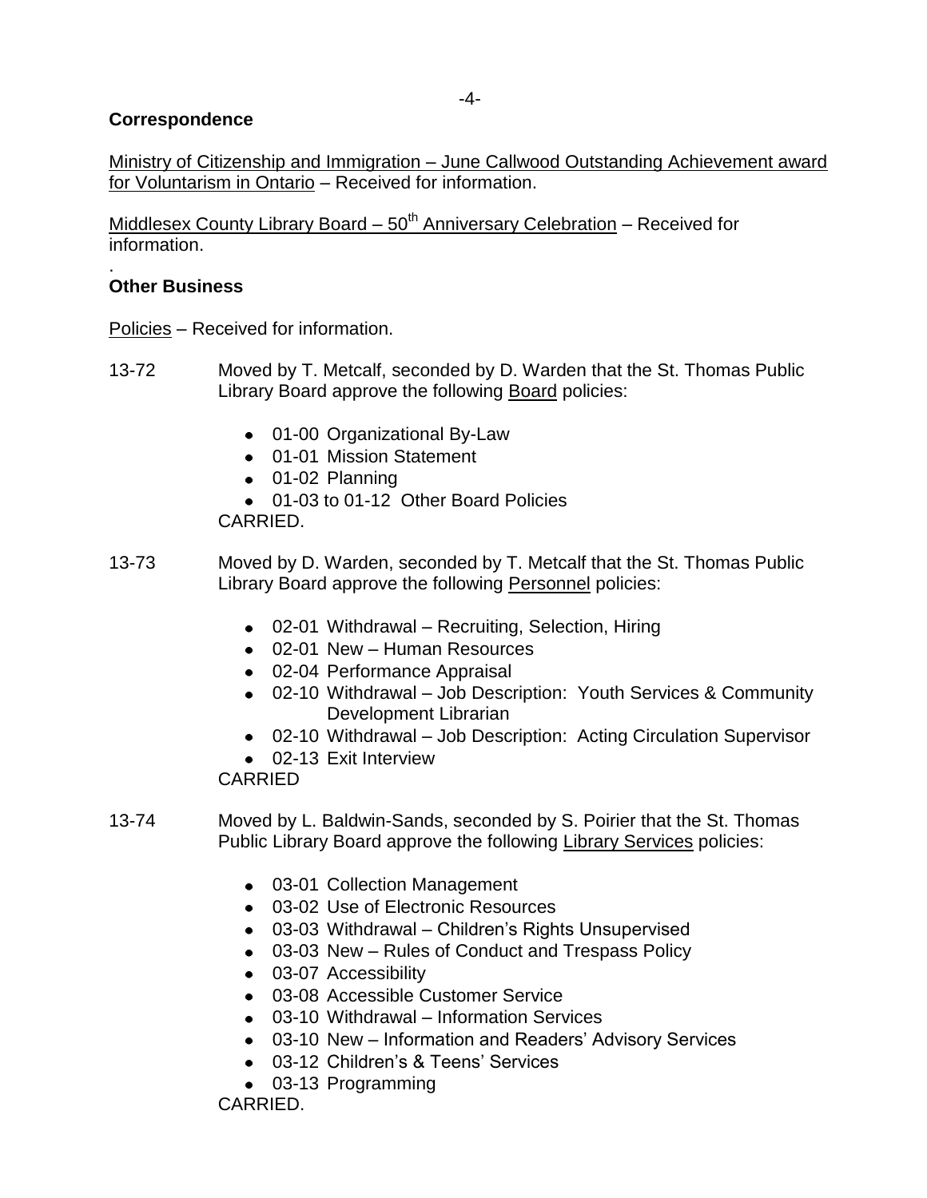**Correspondence**

Ministry of Citizenship and Immigration – June Callwood Outstanding Achievement award for Voluntarism in Ontario – Received for information.

Middlesex County Library Board – 50th Anniversary Celebration – Received for information.

.

**Other Business**

Policies – Received for information.

13-72 Moved by T. Metcalf, seconded by D. Warden that the St. Thomas Public Library Board approve the following Board policies:

- 01-00 Organizational By-Law
- 01-01 Mission Statement
- 01-02 Planning
- 01-03 to 01-12 Other Board Policies

CARRIED.

13-73 Moved by D. Warden, seconded by T. Metcalf that the St. Thomas Public Library Board approve the following Personnel policies:

- 02-01 Withdrawal – Recruiting, Selection, Hiring
- 02-01 New – Human Resources
- 02-04 Performance Appraisal
- 02-10 Withdrawal – Job Description: Youth Services & Community Development Librarian
- 02-10 Withdrawal – Job Description: Acting Circulation Supervisor
- 02-13 Exit Interview

CARRIED

13-74 Moved by L. Baldwin-Sands, seconded by S. Poirier that the St. Thomas Public Library Board approve the following Library Services policies:

- 03-01 Collection Management
- 03-02 Use of Electronic Resources
- 03-03 Withdrawal – Children's Rights Unsupervised
- 03-03 New – Rules of Conduct and Trespass Policy
- 03-07 Accessibility
- 03-08 Accessible Customer Service
- 03-10 Withdrawal – Information Services
- 03-10 New – Information and Readers' Advisory Services
- 03-12 Children's & Teens' Services
- 03-13 Programming

CARRIED.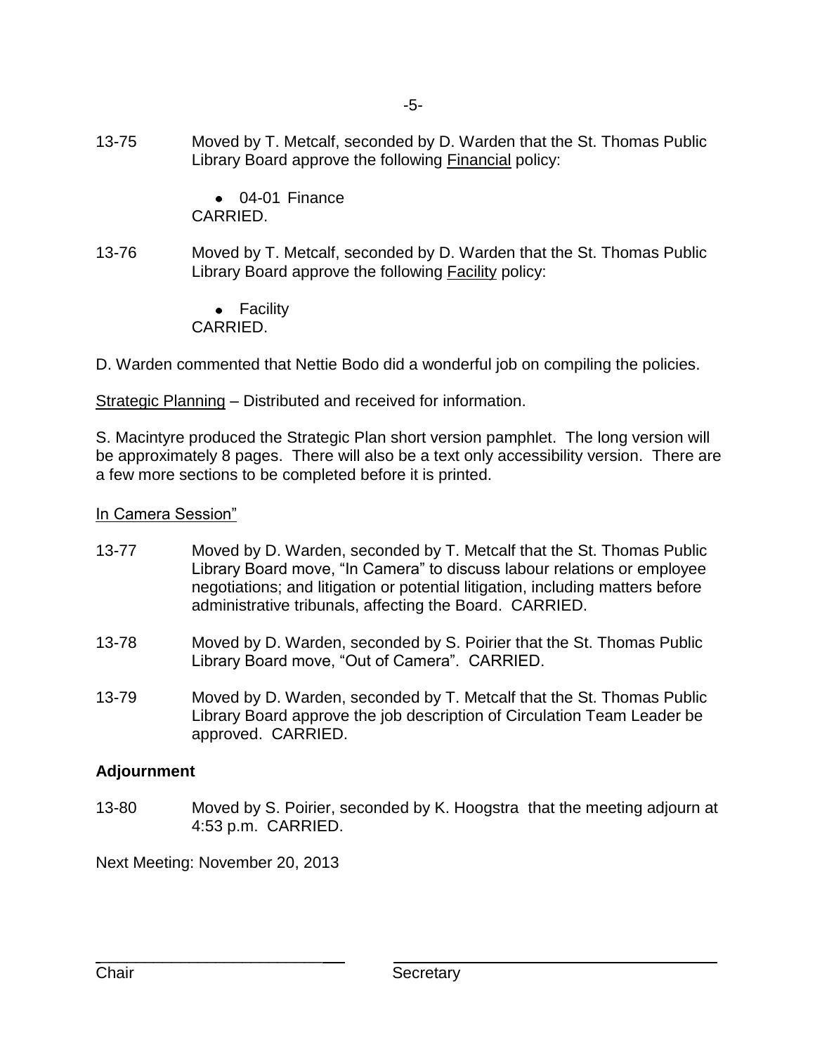13-75 Moved by T. Metcalf, seconded by D. Warden that the St. Thomas Public Library Board approve the following Financial policy:

- 04-01 Finance

CARRIED.

13-76 Moved by T. Metcalf, seconded by D. Warden that the St. Thomas Public Library Board approve the following Facility policy:

- Facility

CARRIED.

D. Warden commented that Nettie Bodo did a wonderful job on compiling the policies.

Strategic Planning – Distributed and received for information.

S. Macintyre produced the Strategic Plan short version pamphlet. The long version will be approximately 8 pages. There will also be a text only accessibility version. There are a few more sections to be completed before it is printed.

In Camera Session"

13-77 Moved by D. Warden, seconded by T. Metcalf that the St. Thomas Public Library Board move, "In Camera" to discuss labour relations or employee negotiations; and litigation or potential litigation, including matters before administrative tribunals, affecting the Board. CARRIED.

13-78 Moved by D. Warden, seconded by S. Poirier that the St. Thomas Public Library Board move, "Out of Camera". CARRIED.

13-79 Moved by D. Warden, seconded by T. Metcalf that the St. Thomas Public Library Board approve the job description of Circulation Team Leader be approved. CARRIED.

**Adjournment**

13-80 Moved by S. Poirier, seconded by K. Hoogstra that the meeting adjourn at 4:53 p.m. CARRIED.

Next Meeting: November 20, 2013

Chair

Secretary